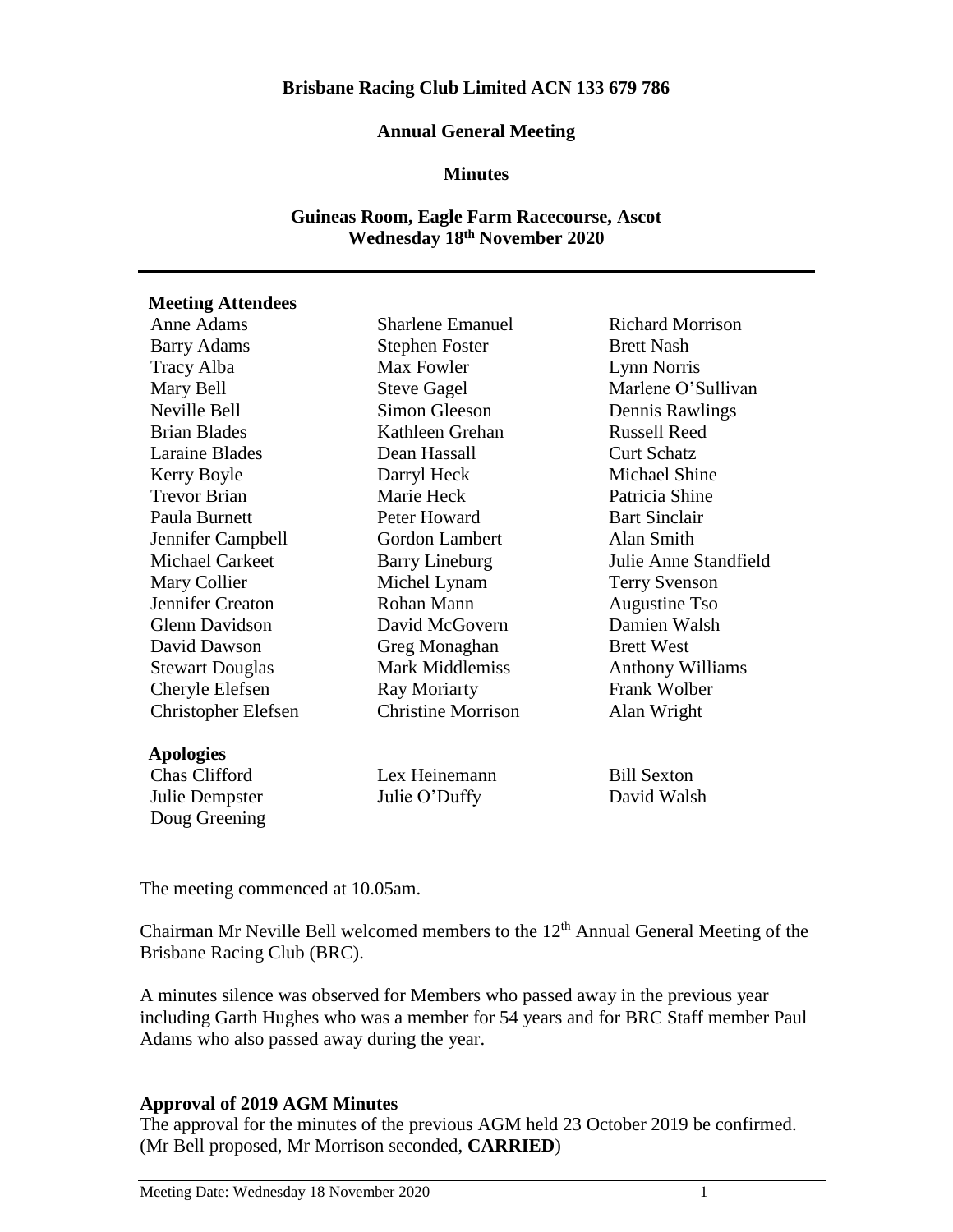**Brisbane Racing Club Limited ACN 133 679 786**

**Annual General Meeting**

**Minutes**

**Guineas Room, Eagle Farm Racecourse, Ascot**
**Wednesday 18th November 2020**

---

**Meeting Attendees**

Anne Adams
Barry Adams
Tracy Alba
Mary Bell
Neville Bell
Brian Blades
Laraine Blades
Kerry Boyle
Trevor Brian
Paula Burnett
Jennifer Campbell
Michael Carkeet
Mary Collier
Jennifer Creaton
Glenn Davidson
David Dawson
Stewart Douglas
Cheryle Elefsen
Christopher Elefsen
Sharlene Emanuel
Stephen Foster
Max Fowler
Steve Gagel
Simon Gleeson
Kathleen Grehan
Dean Hassall
Darryl Heck
Marie Heck
Peter Howard
Gordon Lambert
Barry Lineburg
Michel Lynam
Rohan Mann
David McGovern
Greg Monaghan
Mark Middlemiss
Ray Moriarty
Christine Morrison
Richard Morrison
Brett Nash
Lynn Norris
Marlene O'Sullivan
Dennis Rawlings
Russell Reed
Curt Schatz
Michael Shine
Patricia Shine
Bart Sinclair
Alan Smith
Julie Anne Standfield
Terry Svenson
Augustine Tso
Damien Walsh
Brett West
Anthony Williams
Frank Wolber
Alan Wright

**Apologies**

Chas Clifford
Julie Dempster
Doug Greening
Lex Heinemann
Julie O'Duffy
Bill Sexton
David Walsh

The meeting commenced at 10.05am.

Chairman Mr Neville Bell welcomed members to the 12th Annual General Meeting of the Brisbane Racing Club (BRC).

A minutes silence was observed for Members who passed away in the previous year including Garth Hughes who was a member for 54 years and for BRC Staff member Paul Adams who also passed away during the year.

**Approval of 2019 AGM Minutes**

The approval for the minutes of the previous AGM held 23 October 2019 be confirmed.
(Mr Bell proposed, Mr Morrison seconded, **CARRIED**)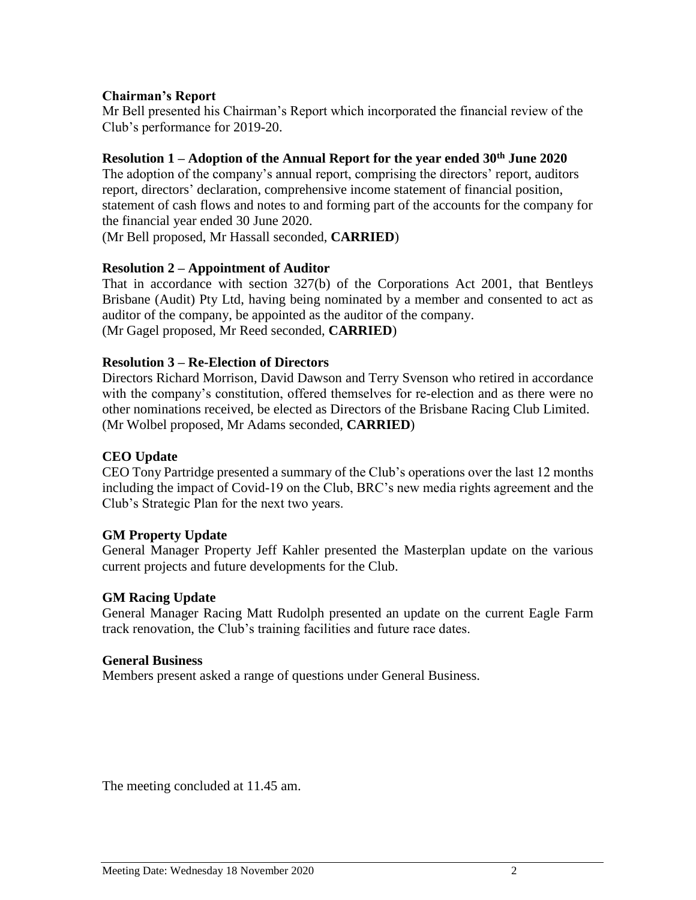**Chairman's Report**

Mr Bell presented his Chairman's Report which incorporated the financial review of the Club's performance for 2019-20.

**Resolution 1 – Adoption of the Annual Report for the year ended 30th June 2020**

The adoption of the company's annual report, comprising the directors' report, auditors report, directors' declaration, comprehensive income statement of financial position, statement of cash flows and notes to and forming part of the accounts for the company for the financial year ended 30 June 2020.

(Mr Bell proposed, Mr Hassall seconded, **CARRIED**)

**Resolution 2 – Appointment of Auditor**

That in accordance with section 327(b) of the Corporations Act 2001, that Bentleys Brisbane (Audit) Pty Ltd, having being nominated by a member and consented to act as auditor of the company, be appointed as the auditor of the company.

(Mr Gagel proposed, Mr Reed seconded, **CARRIED**)

**Resolution 3 – Re-Election of Directors**

Directors Richard Morrison, David Dawson and Terry Svenson who retired in accordance with the company's constitution, offered themselves for re-election and as there were no other nominations received, be elected as Directors of the Brisbane Racing Club Limited.

(Mr Wolbel proposed, Mr Adams seconded, **CARRIED**)

**CEO Update**

CEO Tony Partridge presented a summary of the Club's operations over the last 12 months including the impact of Covid-19 on the Club, BRC's new media rights agreement and the Club's Strategic Plan for the next two years.

**GM Property Update**

General Manager Property Jeff Kahler presented the Masterplan update on the various current projects and future developments for the Club.

**GM Racing Update**

General Manager Racing Matt Rudolph presented an update on the current Eagle Farm track renovation, the Club's training facilities and future race dates.

**General Business**

Members present asked a range of questions under General Business.

The meeting concluded at 11.45 am.